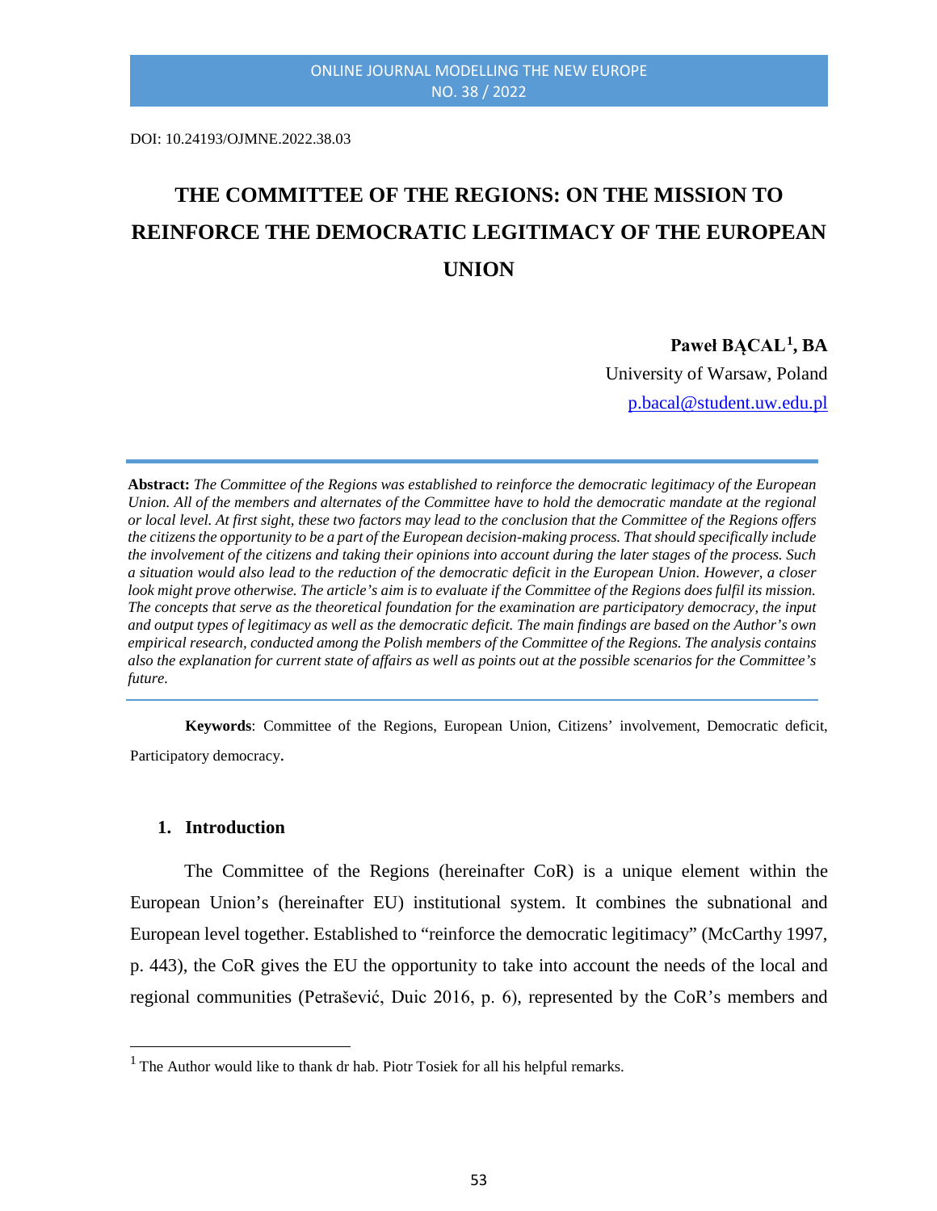DOI: 10.24193/OJMNE.2022.38.03

# THE COMMITTEE OF THE REGIONS: ON THE MISSION TO REINFORCE THE DEMOCRATIC LEGITIMACY OF THE EUROPEAN UNION

**Paweł BĄCAL[1], BA**

University of Warsaw, Poland

p.bacal@student.uw.edu.pl

**Abstract:** *The Committee of the Regions was established to reinforce the democratic legitimacy of the European Union. All of the members and alternates of the Committee have to hold the democratic mandate at the regional or local level. At first sight, these two factors may lead to the conclusion that the Committee of the Regions offers the citizens the opportunity to be a part of the European decision-making process. That should specifically include the involvement of the citizens and taking their opinions into account during the later stages of the process. Such a situation would also lead to the reduction of the democratic deficit in the European Union. However, a closer look might prove otherwise. The article's aim is to evaluate if the Committee of the Regions does fulfil its mission. The concepts that serve as the theoretical foundation for the examination are participatory democracy, the input and output types of legitimacy as well as the democratic deficit. The main findings are based on the Author's own empirical research, conducted among the Polish members of the Committee of the Regions. The analysis contains also the explanation for current state of affairs as well as points out at the possible scenarios for the Committee's future.*

**Keywords**: Committee of the Regions, European Union, Citizens' involvement, Democratic deficit, Participatory democracy.

## 1. Introduction

The Committee of the Regions (hereinafter CoR) is a unique element within the European Union's (hereinafter EU) institutional system. It combines the subnational and European level together. Established to "reinforce the democratic legitimacy" (McCarthy 1997, p. 443), the CoR gives the EU the opportunity to take into account the needs of the local and regional communities (Petrašević, Duic 2016, p. 6), represented by the CoR's members and

[1] The Author would like to thank dr hab. Piotr Tosiek for all his helpful remarks.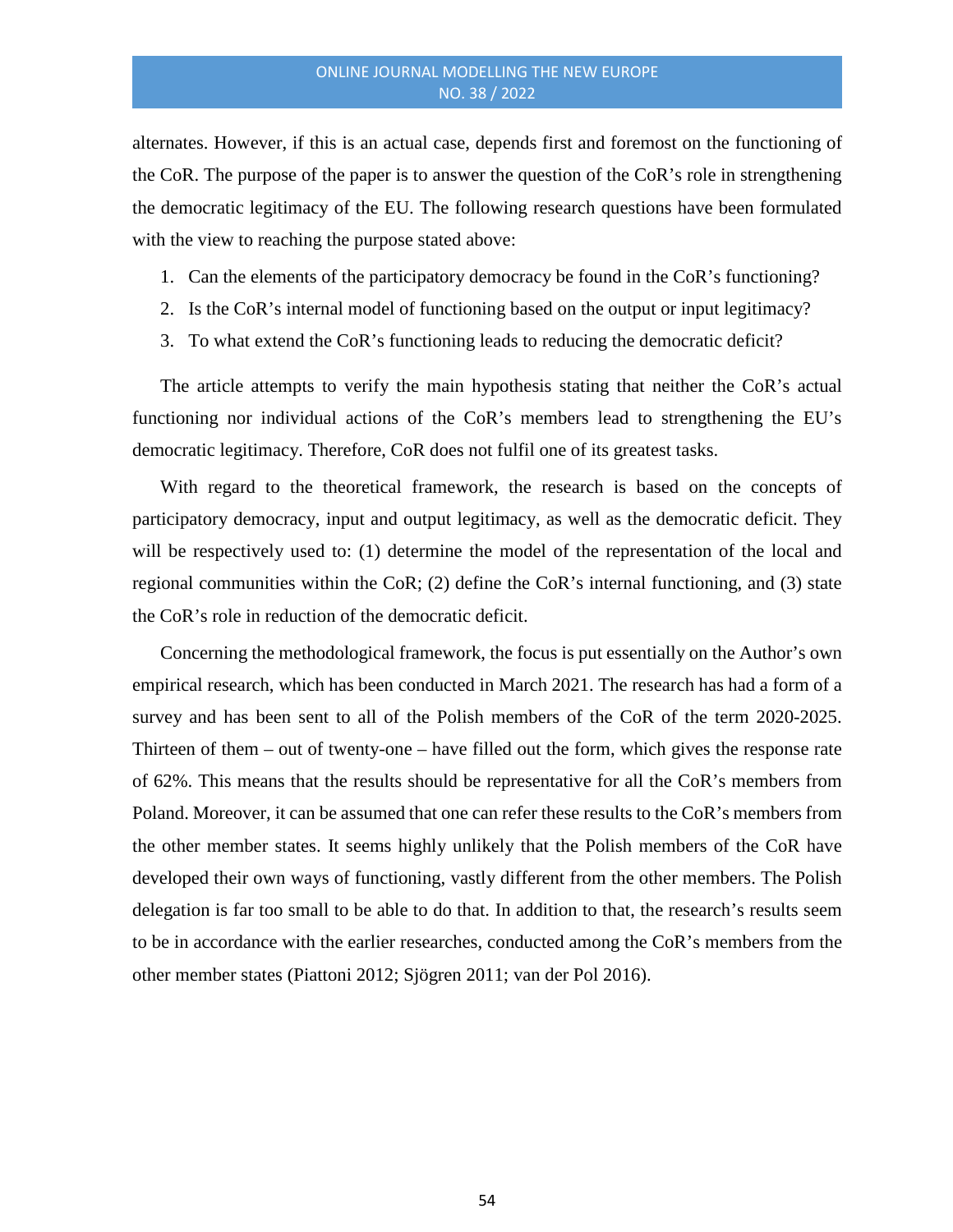alternates. However, if this is an actual case, depends first and foremost on the functioning of the CoR. The purpose of the paper is to answer the question of the CoR's role in strengthening the democratic legitimacy of the EU. The following research questions have been formulated with the view to reaching the purpose stated above:

1. Can the elements of the participatory democracy be found in the CoR's functioning?
2. Is the CoR's internal model of functioning based on the output or input legitimacy?
3. To what extend the CoR's functioning leads to reducing the democratic deficit?

The article attempts to verify the main hypothesis stating that neither the CoR's actual functioning nor individual actions of the CoR's members lead to strengthening the EU's democratic legitimacy. Therefore, CoR does not fulfil one of its greatest tasks.

With regard to the theoretical framework, the research is based on the concepts of participatory democracy, input and output legitimacy, as well as the democratic deficit. They will be respectively used to: (1) determine the model of the representation of the local and regional communities within the CoR; (2) define the CoR's internal functioning, and (3) state the CoR's role in reduction of the democratic deficit.

Concerning the methodological framework, the focus is put essentially on the Author's own empirical research, which has been conducted in March 2021. The research has had a form of a survey and has been sent to all of the Polish members of the CoR of the term 2020-2025. Thirteen of them – out of twenty-one – have filled out the form, which gives the response rate of 62%. This means that the results should be representative for all the CoR's members from Poland. Moreover, it can be assumed that one can refer these results to the CoR's members from the other member states. It seems highly unlikely that the Polish members of the CoR have developed their own ways of functioning, vastly different from the other members. The Polish delegation is far too small to be able to do that. In addition to that, the research's results seem to be in accordance with the earlier researches, conducted among the CoR's members from the other member states (Piattoni 2012; Sjögren 2011; van der Pol 2016).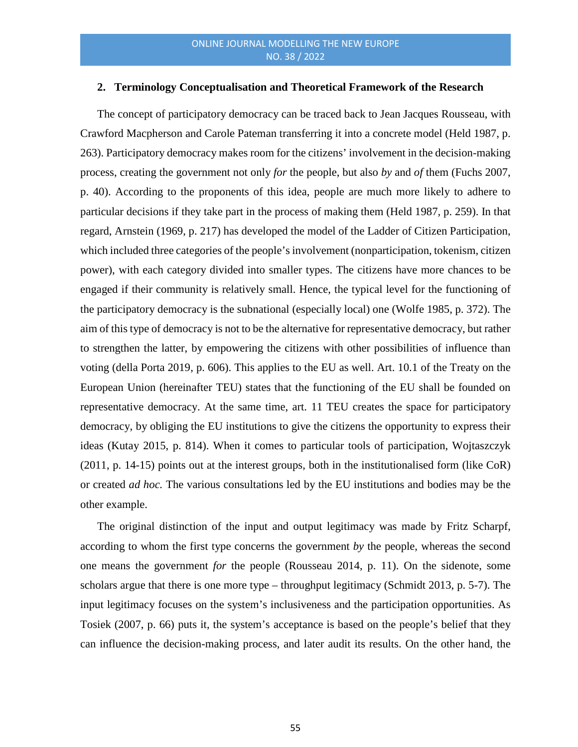## 2. Terminology Conceptualisation and Theoretical Framework of the Research

The concept of participatory democracy can be traced back to Jean Jacques Rousseau, with Crawford Macpherson and Carole Pateman transferring it into a concrete model (Held 1987, p. 263). Participatory democracy makes room for the citizens' involvement in the decision-making process, creating the government not only *for* the people, but also *by* and *of* them (Fuchs 2007, p. 40). According to the proponents of this idea, people are much more likely to adhere to particular decisions if they take part in the process of making them (Held 1987, p. 259). In that regard, Arnstein (1969, p. 217) has developed the model of the Ladder of Citizen Participation, which included three categories of the people's involvement (nonparticipation, tokenism, citizen power), with each category divided into smaller types. The citizens have more chances to be engaged if their community is relatively small. Hence, the typical level for the functioning of the participatory democracy is the subnational (especially local) one (Wolfe 1985, p. 372). The aim of this type of democracy is not to be the alternative for representative democracy, but rather to strengthen the latter, by empowering the citizens with other possibilities of influence than voting (della Porta 2019, p. 606). This applies to the EU as well. Art. 10.1 of the Treaty on the European Union (hereinafter TEU) states that the functioning of the EU shall be founded on representative democracy. At the same time, art. 11 TEU creates the space for participatory democracy, by obliging the EU institutions to give the citizens the opportunity to express their ideas (Kutay 2015, p. 814). When it comes to particular tools of participation, Wojtaszczyk (2011, p. 14-15) points out at the interest groups, both in the institutionalised form (like CoR) or created *ad hoc.* The various consultations led by the EU institutions and bodies may be the other example.

The original distinction of the input and output legitimacy was made by Fritz Scharpf, according to whom the first type concerns the government *by* the people, whereas the second one means the government *for* the people (Rousseau 2014, p. 11). On the sidenote, some scholars argue that there is one more type – throughput legitimacy (Schmidt 2013, p. 5-7). The input legitimacy focuses on the system's inclusiveness and the participation opportunities. As Tosiek (2007, p. 66) puts it, the system's acceptance is based on the people's belief that they can influence the decision-making process, and later audit its results. On the other hand, the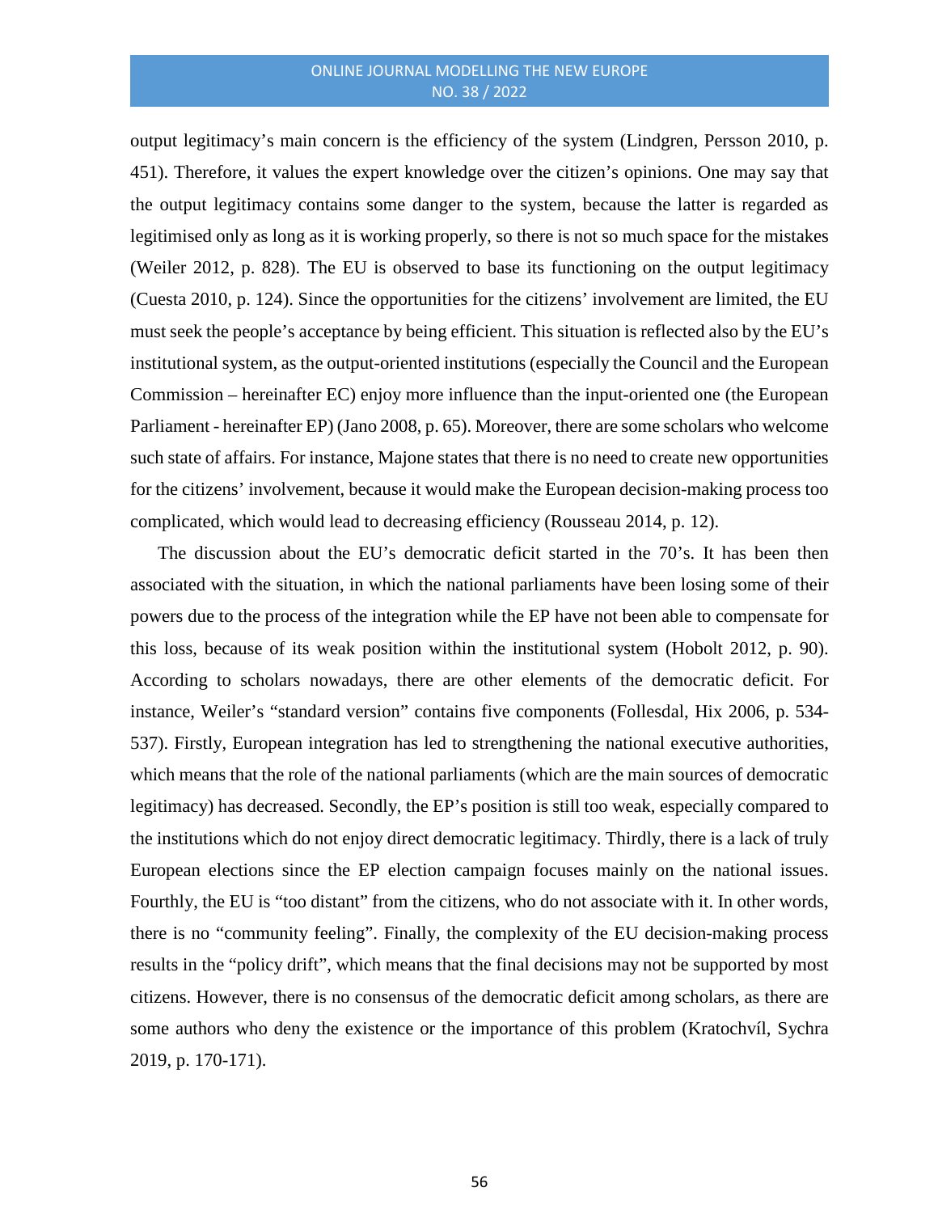output legitimacy's main concern is the efficiency of the system (Lindgren, Persson 2010, p. 451). Therefore, it values the expert knowledge over the citizen's opinions. One may say that the output legitimacy contains some danger to the system, because the latter is regarded as legitimised only as long as it is working properly, so there is not so much space for the mistakes (Weiler 2012, p. 828). The EU is observed to base its functioning on the output legitimacy (Cuesta 2010, p. 124). Since the opportunities for the citizens' involvement are limited, the EU must seek the people's acceptance by being efficient. This situation is reflected also by the EU's institutional system, as the output-oriented institutions (especially the Council and the European Commission – hereinafter EC) enjoy more influence than the input-oriented one (the European Parliament - hereinafter EP) (Jano 2008, p. 65). Moreover, there are some scholars who welcome such state of affairs. For instance, Majone states that there is no need to create new opportunities for the citizens' involvement, because it would make the European decision-making process too complicated, which would lead to decreasing efficiency (Rousseau 2014, p. 12).

The discussion about the EU's democratic deficit started in the 70's. It has been then associated with the situation, in which the national parliaments have been losing some of their powers due to the process of the integration while the EP have not been able to compensate for this loss, because of its weak position within the institutional system (Hobolt 2012, p. 90). According to scholars nowadays, there are other elements of the democratic deficit. For instance, Weiler's "standard version" contains five components (Follesdal, Hix 2006, p. 534-537). Firstly, European integration has led to strengthening the national executive authorities, which means that the role of the national parliaments (which are the main sources of democratic legitimacy) has decreased. Secondly, the EP's position is still too weak, especially compared to the institutions which do not enjoy direct democratic legitimacy. Thirdly, there is a lack of truly European elections since the EP election campaign focuses mainly on the national issues. Fourthly, the EU is "too distant" from the citizens, who do not associate with it. In other words, there is no "community feeling". Finally, the complexity of the EU decision-making process results in the "policy drift", which means that the final decisions may not be supported by most citizens. However, there is no consensus of the democratic deficit among scholars, as there are some authors who deny the existence or the importance of this problem (Kratochvíl, Sychra 2019, p. 170-171).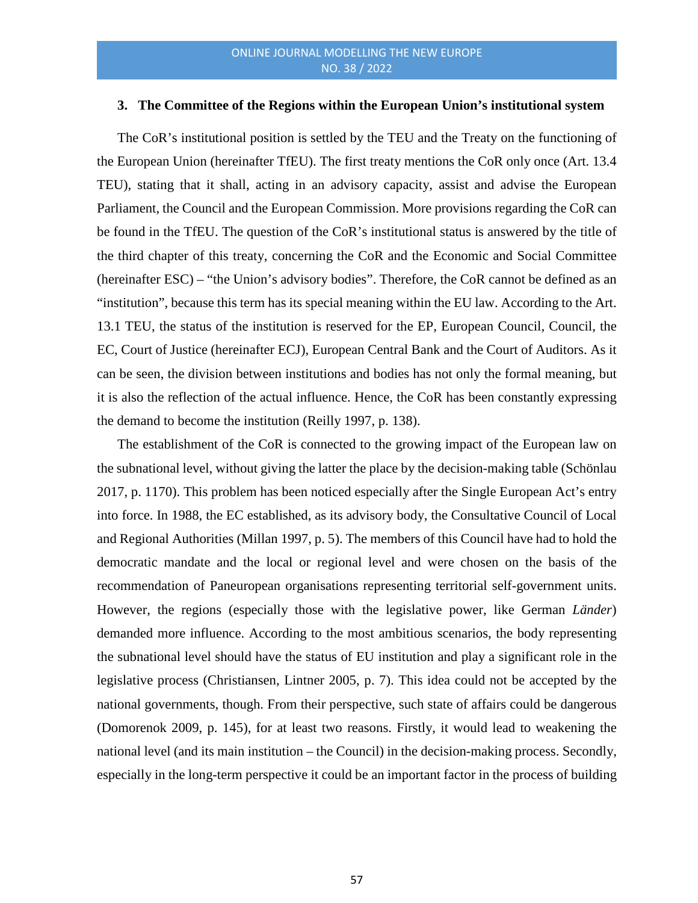## 3. The Committee of the Regions within the European Union's institutional system

The CoR's institutional position is settled by the TEU and the Treaty on the functioning of the European Union (hereinafter TfEU). The first treaty mentions the CoR only once (Art. 13.4 TEU), stating that it shall, acting in an advisory capacity, assist and advise the European Parliament, the Council and the European Commission. More provisions regarding the CoR can be found in the TfEU. The question of the CoR's institutional status is answered by the title of the third chapter of this treaty, concerning the CoR and the Economic and Social Committee (hereinafter ESC) – "the Union's advisory bodies". Therefore, the CoR cannot be defined as an "institution", because this term has its special meaning within the EU law. According to the Art. 13.1 TEU, the status of the institution is reserved for the EP, European Council, Council, the EC, Court of Justice (hereinafter ECJ), European Central Bank and the Court of Auditors. As it can be seen, the division between institutions and bodies has not only the formal meaning, but it is also the reflection of the actual influence. Hence, the CoR has been constantly expressing the demand to become the institution (Reilly 1997, p. 138).

The establishment of the CoR is connected to the growing impact of the European law on the subnational level, without giving the latter the place by the decision-making table (Schönlau 2017, p. 1170). This problem has been noticed especially after the Single European Act's entry into force. In 1988, the EC established, as its advisory body, the Consultative Council of Local and Regional Authorities (Millan 1997, p. 5). The members of this Council have had to hold the democratic mandate and the local or regional level and were chosen on the basis of the recommendation of Paneuropean organisations representing territorial self-government units. However, the regions (especially those with the legislative power, like German *Länder*) demanded more influence. According to the most ambitious scenarios, the body representing the subnational level should have the status of EU institution and play a significant role in the legislative process (Christiansen, Lintner 2005, p. 7). This idea could not be accepted by the national governments, though. From their perspective, such state of affairs could be dangerous (Domorenok 2009, p. 145), for at least two reasons. Firstly, it would lead to weakening the national level (and its main institution – the Council) in the decision-making process. Secondly, especially in the long-term perspective it could be an important factor in the process of building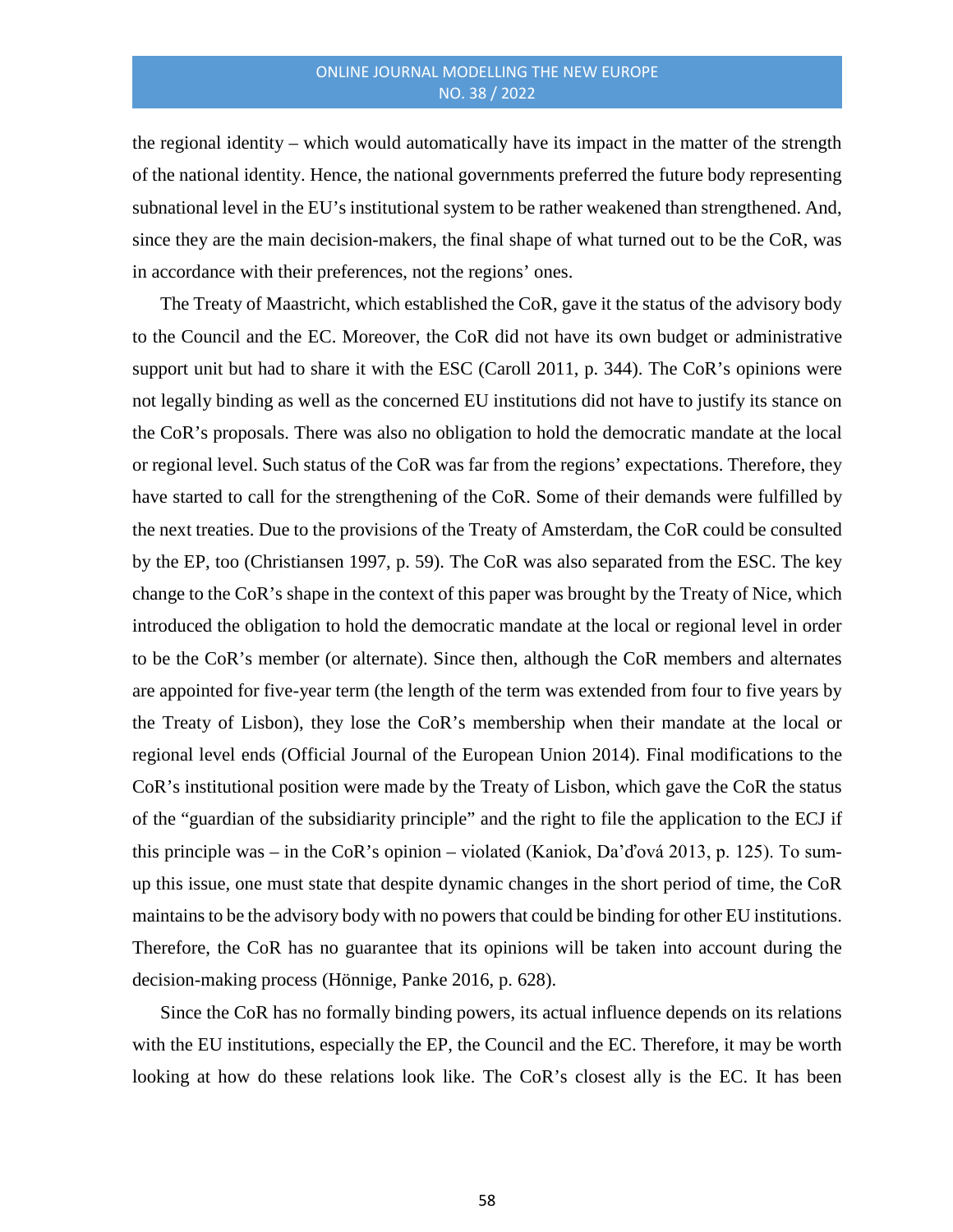the regional identity – which would automatically have its impact in the matter of the strength of the national identity. Hence, the national governments preferred the future body representing subnational level in the EU's institutional system to be rather weakened than strengthened. And, since they are the main decision-makers, the final shape of what turned out to be the CoR, was in accordance with their preferences, not the regions' ones.

The Treaty of Maastricht, which established the CoR, gave it the status of the advisory body to the Council and the EC. Moreover, the CoR did not have its own budget or administrative support unit but had to share it with the ESC (Caroll 2011, p. 344). The CoR's opinions were not legally binding as well as the concerned EU institutions did not have to justify its stance on the CoR's proposals. There was also no obligation to hold the democratic mandate at the local or regional level. Such status of the CoR was far from the regions' expectations. Therefore, they have started to call for the strengthening of the CoR. Some of their demands were fulfilled by the next treaties. Due to the provisions of the Treaty of Amsterdam, the CoR could be consulted by the EP, too (Christiansen 1997, p. 59). The CoR was also separated from the ESC. The key change to the CoR's shape in the context of this paper was brought by the Treaty of Nice, which introduced the obligation to hold the democratic mandate at the local or regional level in order to be the CoR's member (or alternate). Since then, although the CoR members and alternates are appointed for five-year term (the length of the term was extended from four to five years by the Treaty of Lisbon), they lose the CoR's membership when their mandate at the local or regional level ends (Official Journal of the European Union 2014). Final modifications to the CoR's institutional position were made by the Treaty of Lisbon, which gave the CoR the status of the "guardian of the subsidiarity principle" and the right to file the application to the ECJ if this principle was – in the CoR's opinion – violated (Kaniok, Daďová 2013, p. 125). To sum-up this issue, one must state that despite dynamic changes in the short period of time, the CoR maintains to be the advisory body with no powers that could be binding for other EU institutions. Therefore, the CoR has no guarantee that its opinions will be taken into account during the decision-making process (Hönnige, Panke 2016, p. 628).

Since the CoR has no formally binding powers, its actual influence depends on its relations with the EU institutions, especially the EP, the Council and the EC. Therefore, it may be worth looking at how do these relations look like. The CoR's closest ally is the EC. It has been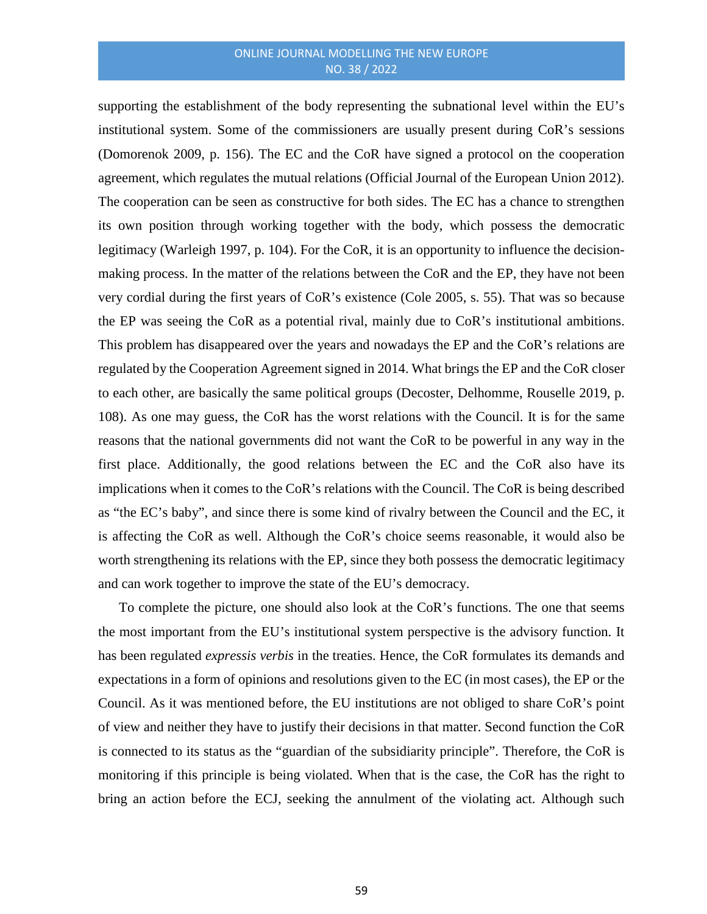supporting the establishment of the body representing the subnational level within the EU's institutional system. Some of the commissioners are usually present during CoR's sessions (Domorenok 2009, p. 156). The EC and the CoR have signed a protocol on the cooperation agreement, which regulates the mutual relations (Official Journal of the European Union 2012). The cooperation can be seen as constructive for both sides. The EC has a chance to strengthen its own position through working together with the body, which possess the democratic legitimacy (Warleigh 1997, p. 104). For the CoR, it is an opportunity to influence the decision-making process. In the matter of the relations between the CoR and the EP, they have not been very cordial during the first years of CoR's existence (Cole 2005, s. 55). That was so because the EP was seeing the CoR as a potential rival, mainly due to CoR's institutional ambitions. This problem has disappeared over the years and nowadays the EP and the CoR's relations are regulated by the Cooperation Agreement signed in 2014. What brings the EP and the CoR closer to each other, are basically the same political groups (Decoster, Delhomme, Rouselle 2019, p. 108). As one may guess, the CoR has the worst relations with the Council. It is for the same reasons that the national governments did not want the CoR to be powerful in any way in the first place. Additionally, the good relations between the EC and the CoR also have its implications when it comes to the CoR's relations with the Council. The CoR is being described as "the EC's baby", and since there is some kind of rivalry between the Council and the EC, it is affecting the CoR as well. Although the CoR's choice seems reasonable, it would also be worth strengthening its relations with the EP, since they both possess the democratic legitimacy and can work together to improve the state of the EU's democracy.

To complete the picture, one should also look at the CoR's functions. The one that seems the most important from the EU's institutional system perspective is the advisory function. It has been regulated *expressis verbis* in the treaties. Hence, the CoR formulates its demands and expectations in a form of opinions and resolutions given to the EC (in most cases), the EP or the Council. As it was mentioned before, the EU institutions are not obliged to share CoR's point of view and neither they have to justify their decisions in that matter. Second function the CoR is connected to its status as the "guardian of the subsidiarity principle". Therefore, the CoR is monitoring if this principle is being violated. When that is the case, the CoR has the right to bring an action before the ECJ, seeking the annulment of the violating act. Although such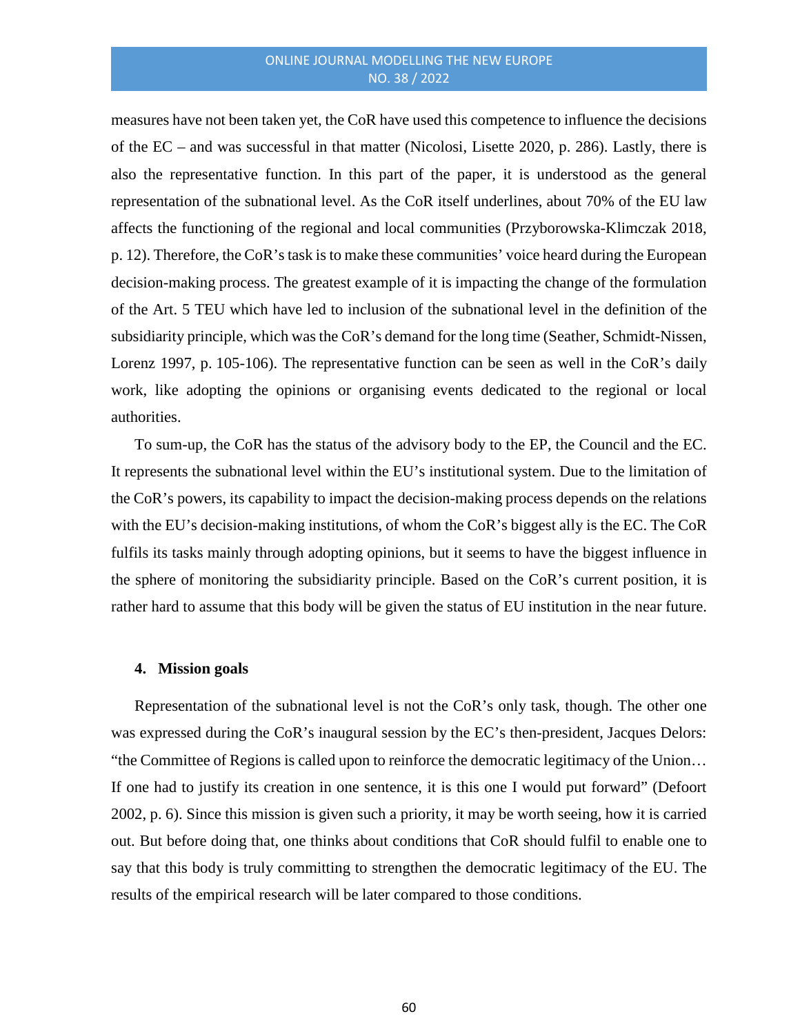measures have not been taken yet, the CoR have used this competence to influence the decisions of the EC – and was successful in that matter (Nicolosi, Lisette 2020, p. 286). Lastly, there is also the representative function. In this part of the paper, it is understood as the general representation of the subnational level. As the CoR itself underlines, about 70% of the EU law affects the functioning of the regional and local communities (Przyborowska-Klimczak 2018, p. 12). Therefore, the CoR's task is to make these communities' voice heard during the European decision-making process. The greatest example of it is impacting the change of the formulation of the Art. 5 TEU which have led to inclusion of the subnational level in the definition of the subsidiarity principle, which was the CoR's demand for the long time (Seather, Schmidt-Nissen, Lorenz 1997, p. 105-106). The representative function can be seen as well in the CoR's daily work, like adopting the opinions or organising events dedicated to the regional or local authorities.

To sum-up, the CoR has the status of the advisory body to the EP, the Council and the EC. It represents the subnational level within the EU's institutional system. Due to the limitation of the CoR's powers, its capability to impact the decision-making process depends on the relations with the EU's decision-making institutions, of whom the CoR's biggest ally is the EC. The CoR fulfils its tasks mainly through adopting opinions, but it seems to have the biggest influence in the sphere of monitoring the subsidiarity principle. Based on the CoR's current position, it is rather hard to assume that this body will be given the status of EU institution in the near future.

## 4. Mission goals

Representation of the subnational level is not the CoR's only task, though. The other one was expressed during the CoR's inaugural session by the EC's then-president, Jacques Delors: "the Committee of Regions is called upon to reinforce the democratic legitimacy of the Union… If one had to justify its creation in one sentence, it is this one I would put forward" (Defoort 2002, p. 6). Since this mission is given such a priority, it may be worth seeing, how it is carried out. But before doing that, one thinks about conditions that CoR should fulfil to enable one to say that this body is truly committing to strengthen the democratic legitimacy of the EU. The results of the empirical research will be later compared to those conditions.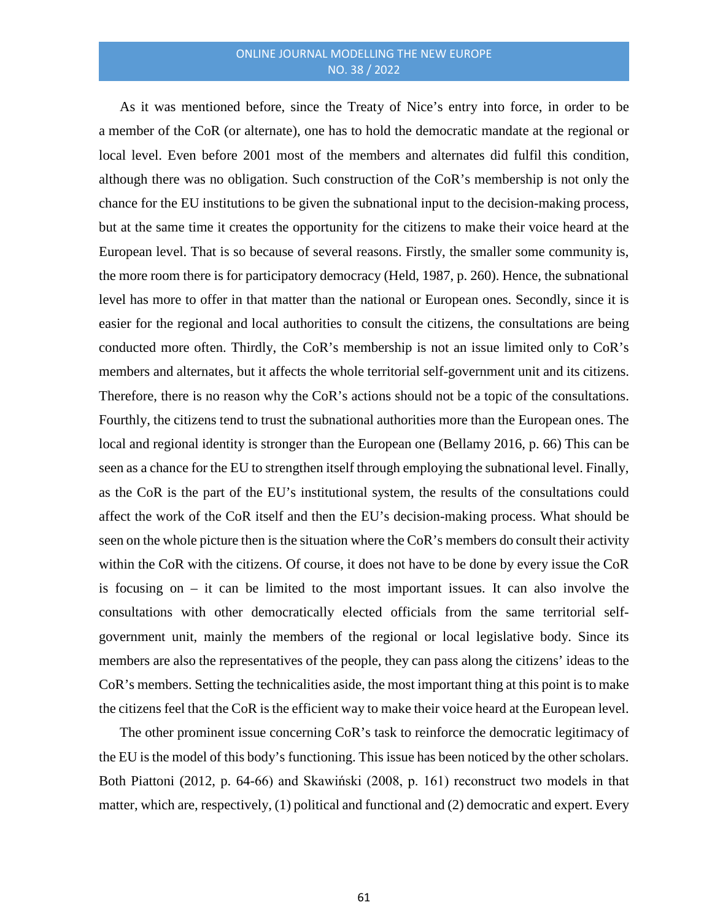As it was mentioned before, since the Treaty of Nice's entry into force, in order to be a member of the CoR (or alternate), one has to hold the democratic mandate at the regional or local level. Even before 2001 most of the members and alternates did fulfil this condition, although there was no obligation. Such construction of the CoR's membership is not only the chance for the EU institutions to be given the subnational input to the decision-making process, but at the same time it creates the opportunity for the citizens to make their voice heard at the European level. That is so because of several reasons. Firstly, the smaller some community is, the more room there is for participatory democracy (Held, 1987, p. 260). Hence, the subnational level has more to offer in that matter than the national or European ones. Secondly, since it is easier for the regional and local authorities to consult the citizens, the consultations are being conducted more often. Thirdly, the CoR's membership is not an issue limited only to CoR's members and alternates, but it affects the whole territorial self-government unit and its citizens. Therefore, there is no reason why the CoR's actions should not be a topic of the consultations. Fourthly, the citizens tend to trust the subnational authorities more than the European ones. The local and regional identity is stronger than the European one (Bellamy 2016, p. 66) This can be seen as a chance for the EU to strengthen itself through employing the subnational level. Finally, as the CoR is the part of the EU's institutional system, the results of the consultations could affect the work of the CoR itself and then the EU's decision-making process. What should be seen on the whole picture then is the situation where the CoR's members do consult their activity within the CoR with the citizens. Of course, it does not have to be done by every issue the CoR is focusing on – it can be limited to the most important issues. It can also involve the consultations with other democratically elected officials from the same territorial self-government unit, mainly the members of the regional or local legislative body. Since its members are also the representatives of the people, they can pass along the citizens' ideas to the CoR's members. Setting the technicalities aside, the most important thing at this point is to make the citizens feel that the CoR is the efficient way to make their voice heard at the European level.

The other prominent issue concerning CoR's task to reinforce the democratic legitimacy of the EU is the model of this body's functioning. This issue has been noticed by the other scholars. Both Piattoni (2012, p. 64-66) and Skawiński (2008, p. 161) reconstruct two models in that matter, which are, respectively, (1) political and functional and (2) democratic and expert. Every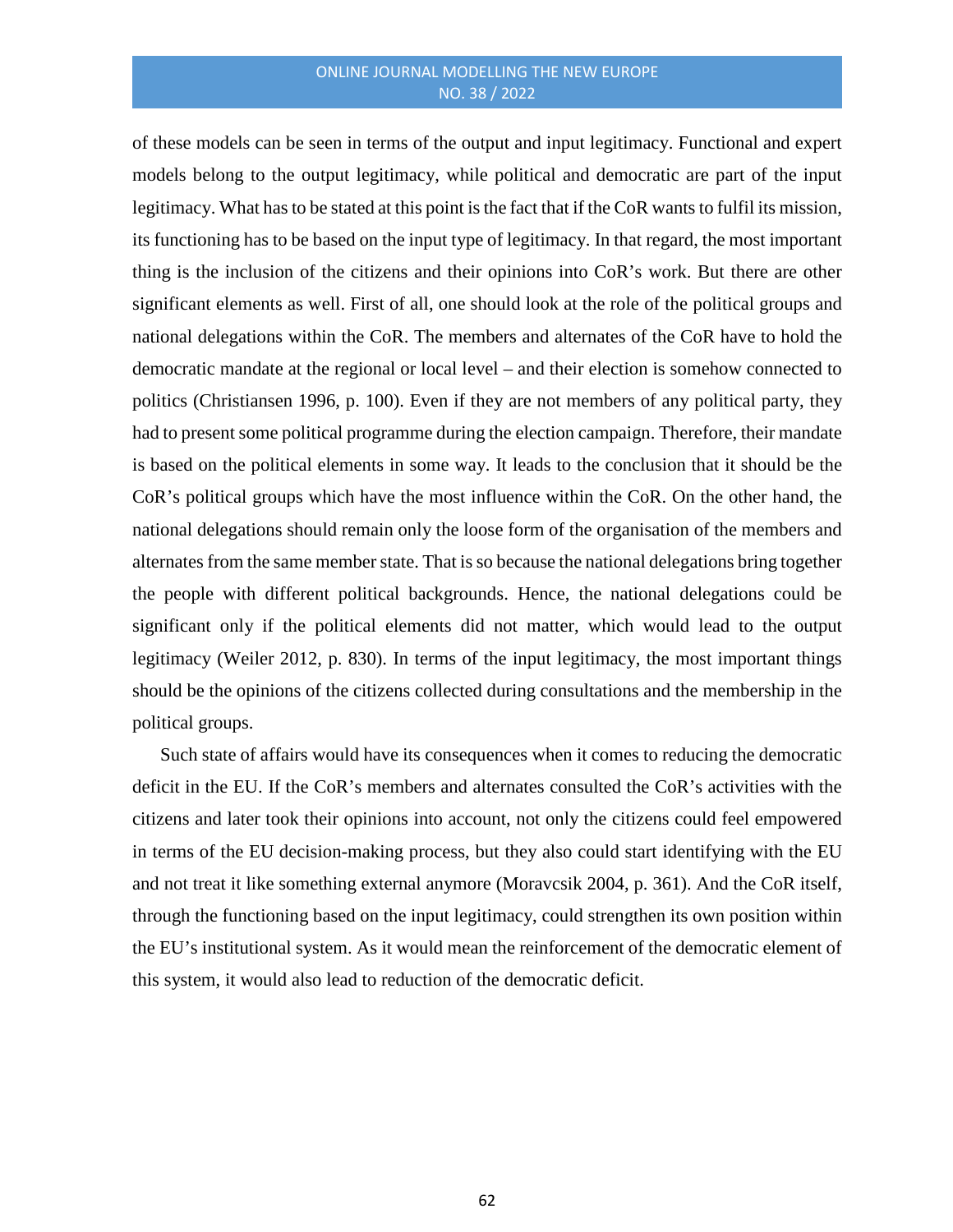of these models can be seen in terms of the output and input legitimacy. Functional and expert models belong to the output legitimacy, while political and democratic are part of the input legitimacy. What has to be stated at this point is the fact that if the CoR wants to fulfil its mission, its functioning has to be based on the input type of legitimacy. In that regard, the most important thing is the inclusion of the citizens and their opinions into CoR's work. But there are other significant elements as well. First of all, one should look at the role of the political groups and national delegations within the CoR. The members and alternates of the CoR have to hold the democratic mandate at the regional or local level – and their election is somehow connected to politics (Christiansen 1996, p. 100). Even if they are not members of any political party, they had to present some political programme during the election campaign. Therefore, their mandate is based on the political elements in some way. It leads to the conclusion that it should be the CoR's political groups which have the most influence within the CoR. On the other hand, the national delegations should remain only the loose form of the organisation of the members and alternates from the same member state. That is so because the national delegations bring together the people with different political backgrounds. Hence, the national delegations could be significant only if the political elements did not matter, which would lead to the output legitimacy (Weiler 2012, p. 830). In terms of the input legitimacy, the most important things should be the opinions of the citizens collected during consultations and the membership in the political groups.

Such state of affairs would have its consequences when it comes to reducing the democratic deficit in the EU. If the CoR's members and alternates consulted the CoR's activities with the citizens and later took their opinions into account, not only the citizens could feel empowered in terms of the EU decision-making process, but they also could start identifying with the EU and not treat it like something external anymore (Moravcsik 2004, p. 361). And the CoR itself, through the functioning based on the input legitimacy, could strengthen its own position within the EU's institutional system. As it would mean the reinforcement of the democratic element of this system, it would also lead to reduction of the democratic deficit.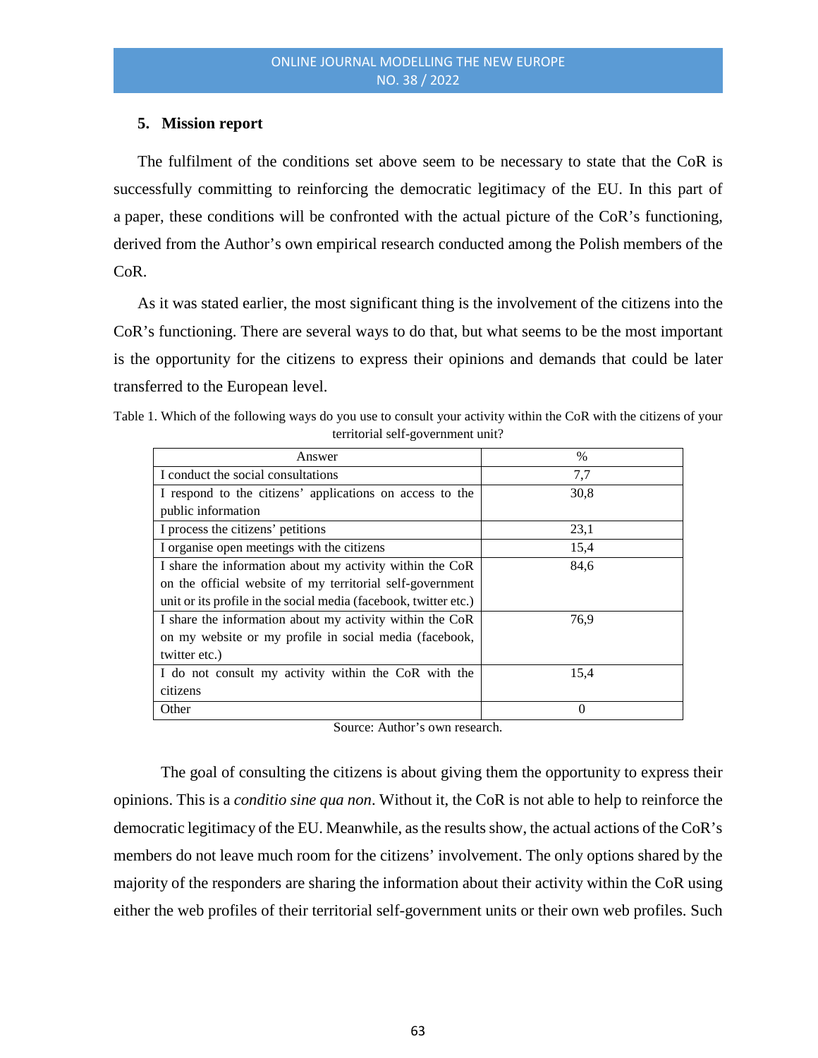## 5. Mission report

The fulfilment of the conditions set above seem to be necessary to state that the CoR is successfully committing to reinforcing the democratic legitimacy of the EU. In this part of a paper, these conditions will be confronted with the actual picture of the CoR's functioning, derived from the Author's own empirical research conducted among the Polish members of the CoR.

As it was stated earlier, the most significant thing is the involvement of the citizens into the CoR's functioning. There are several ways to do that, but what seems to be the most important is the opportunity for the citizens to express their opinions and demands that could be later transferred to the European level.

Table 1. Which of the following ways do you use to consult your activity within the CoR with the citizens of your territorial self-government unit?

| Answer | % |
| --- | --- |
| I conduct the social consultations | 7,7 |
| I respond to the citizens' applications on access to the public information | 30,8 |
| I process the citizens' petitions | 23,1 |
| I organise open meetings with the citizens | 15,4 |
| I share the information about my activity within the CoR on the official website of my territorial self-government unit or its profile in the social media (facebook, twitter etc.) | 84,6 |
| I share the information about my activity within the CoR on my website or my profile in social media (facebook, twitter etc.) | 76,9 |
| I do not consult my activity within the CoR with the citizens | 15,4 |
| Other | 0 |

Source: Author's own research.

The goal of consulting the citizens is about giving them the opportunity to express their opinions. This is a *conditio sine qua non*. Without it, the CoR is not able to help to reinforce the democratic legitimacy of the EU. Meanwhile, as the results show, the actual actions of the CoR's members do not leave much room for the citizens' involvement. The only options shared by the majority of the responders are sharing the information about their activity within the CoR using either the web profiles of their territorial self-government units or their own web profiles. Such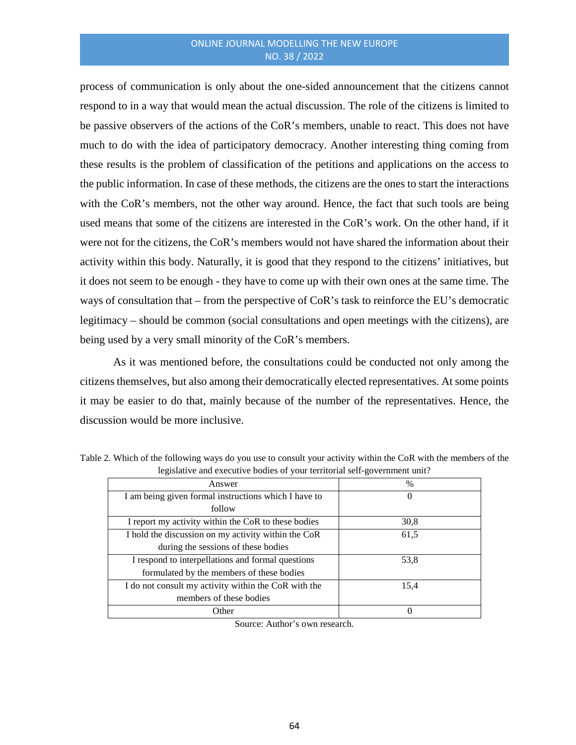process of communication is only about the one-sided announcement that the citizens cannot respond to in a way that would mean the actual discussion. The role of the citizens is limited to be passive observers of the actions of the CoR's members, unable to react. This does not have much to do with the idea of participatory democracy. Another interesting thing coming from these results is the problem of classification of the petitions and applications on the access to the public information. In case of these methods, the citizens are the ones to start the interactions with the CoR's members, not the other way around. Hence, the fact that such tools are being used means that some of the citizens are interested in the CoR's work. On the other hand, if it were not for the citizens, the CoR's members would not have shared the information about their activity within this body. Naturally, it is good that they respond to the citizens' initiatives, but it does not seem to be enough - they have to come up with their own ones at the same time. The ways of consultation that – from the perspective of CoR's task to reinforce the EU's democratic legitimacy – should be common (social consultations and open meetings with the citizens), are being used by a very small minority of the CoR's members.

As it was mentioned before, the consultations could be conducted not only among the citizens themselves, but also among their democratically elected representatives. At some points it may be easier to do that, mainly because of the number of the representatives. Hence, the discussion would be more inclusive.

Table 2. Which of the following ways do you use to consult your activity within the CoR with the members of the legislative and executive bodies of your territorial self-government unit?

| Answer | % |
|---|---|
| I am being given formal instructions which I have to follow | 0 |
| I report my activity within the CoR to these bodies | 30,8 |
| I hold the discussion on my activity within the CoR during the sessions of these bodies | 61,5 |
| I respond to interpellations and formal questions formulated by the members of these bodies | 53,8 |
| I do not consult my activity within the CoR with the members of these bodies | 15,4 |
| Other | 0 |

Source: Author's own research.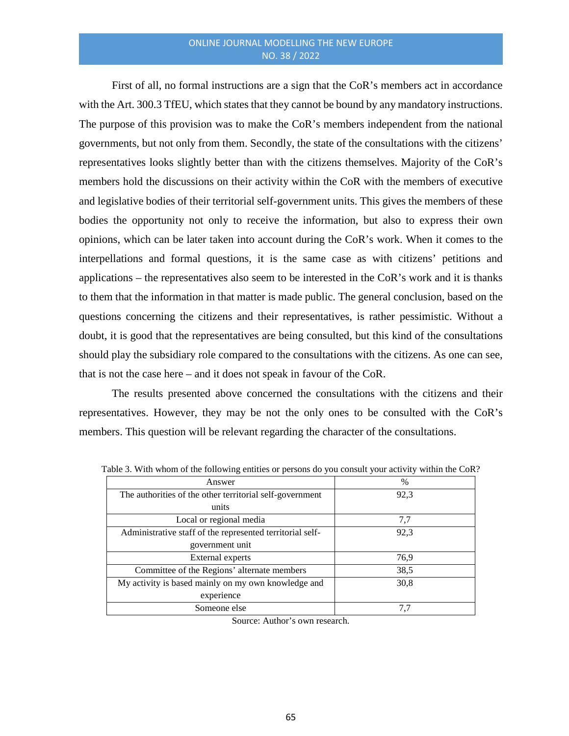First of all, no formal instructions are a sign that the CoR's members act in accordance with the Art. 300.3 TfEU, which states that they cannot be bound by any mandatory instructions. The purpose of this provision was to make the CoR's members independent from the national governments, but not only from them. Secondly, the state of the consultations with the citizens' representatives looks slightly better than with the citizens themselves. Majority of the CoR's members hold the discussions on their activity within the CoR with the members of executive and legislative bodies of their territorial self-government units. This gives the members of these bodies the opportunity not only to receive the information, but also to express their own opinions, which can be later taken into account during the CoR's work. When it comes to the interpellations and formal questions, it is the same case as with citizens' petitions and applications – the representatives also seem to be interested in the CoR's work and it is thanks to them that the information in that matter is made public. The general conclusion, based on the questions concerning the citizens and their representatives, is rather pessimistic. Without a doubt, it is good that the representatives are being consulted, but this kind of the consultations should play the subsidiary role compared to the consultations with the citizens. As one can see, that is not the case here – and it does not speak in favour of the CoR.

The results presented above concerned the consultations with the citizens and their representatives. However, they may be not the only ones to be consulted with the CoR's members. This question will be relevant regarding the character of the consultations.

Table 3. With whom of the following entities or persons do you consult your activity within the CoR?

| Answer | % |
|---|---|
| The authorities of the other territorial self-government units | 92,3 |
| Local or regional media | 7,7 |
| Administrative staff of the represented territorial self-government unit | 92,3 |
| External experts | 76,9 |
| Committee of the Regions' alternate members | 38,5 |
| My activity is based mainly on my own knowledge and experience | 30,8 |
| Someone else | 7,7 |

Source: Author's own research.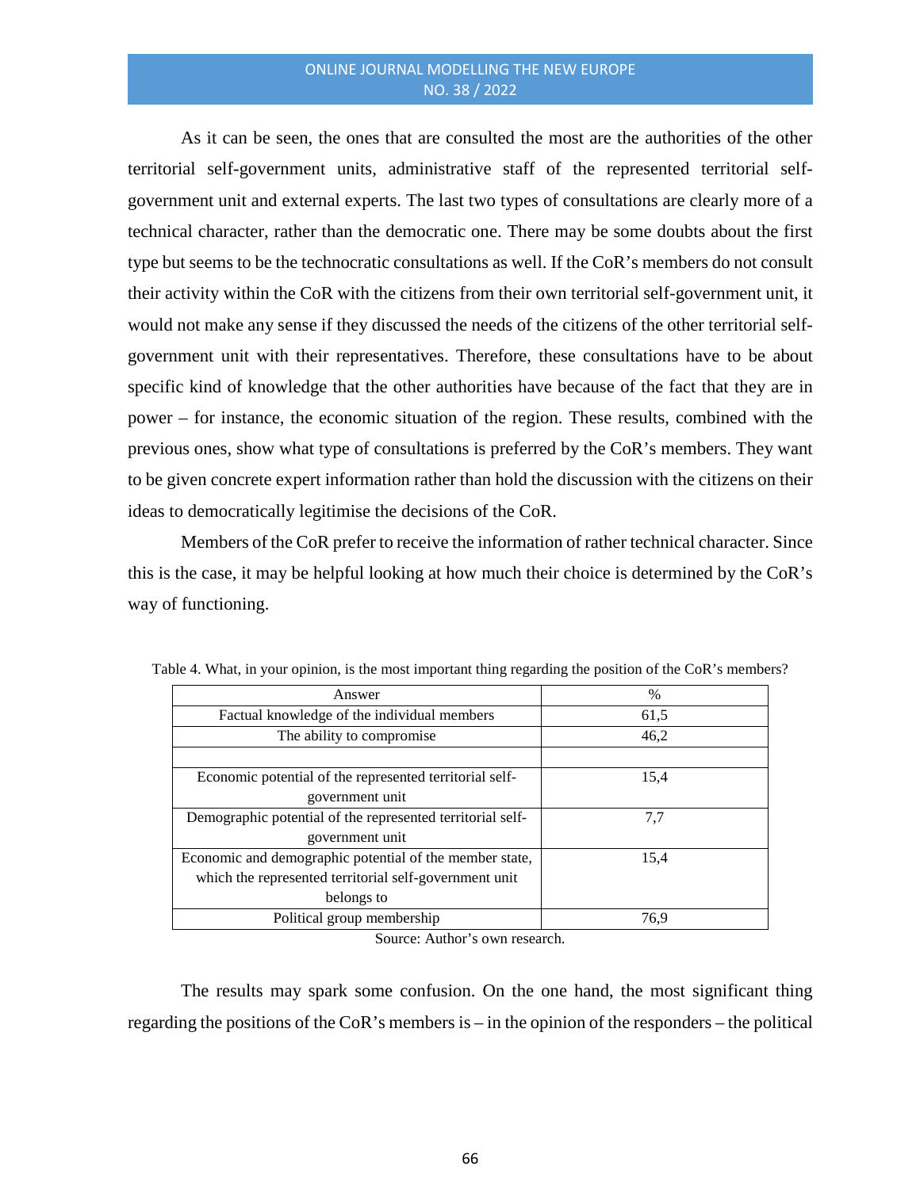As it can be seen, the ones that are consulted the most are the authorities of the other territorial self-government units, administrative staff of the represented territorial self-government unit and external experts. The last two types of consultations are clearly more of a technical character, rather than the democratic one. There may be some doubts about the first type but seems to be the technocratic consultations as well. If the CoR's members do not consult their activity within the CoR with the citizens from their own territorial self-government unit, it would not make any sense if they discussed the needs of the citizens of the other territorial self-government unit with their representatives. Therefore, these consultations have to be about specific kind of knowledge that the other authorities have because of the fact that they are in power – for instance, the economic situation of the region. These results, combined with the previous ones, show what type of consultations is preferred by the CoR's members. They want to be given concrete expert information rather than hold the discussion with the citizens on their ideas to democratically legitimise the decisions of the CoR.

Members of the CoR prefer to receive the information of rather technical character. Since this is the case, it may be helpful looking at how much their choice is determined by the CoR's way of functioning.

Table 4. What, in your opinion, is the most important thing regarding the position of the CoR's members?

| Answer | % |
|---|---|
| Factual knowledge of the individual members | 61,5 |
| The ability to compromise | 46,2 |
| | |
| Economic potential of the represented territorial self-government unit | 15,4 |
| Demographic potential of the represented territorial self-government unit | 7,7 |
| Economic and demographic potential of the member state, which the represented territorial self-government unit belongs to | 15,4 |
| Political group membership | 76,9 |

Source: Author's own research.

The results may spark some confusion. On the one hand, the most significant thing regarding the positions of the CoR's members is – in the opinion of the responders – the political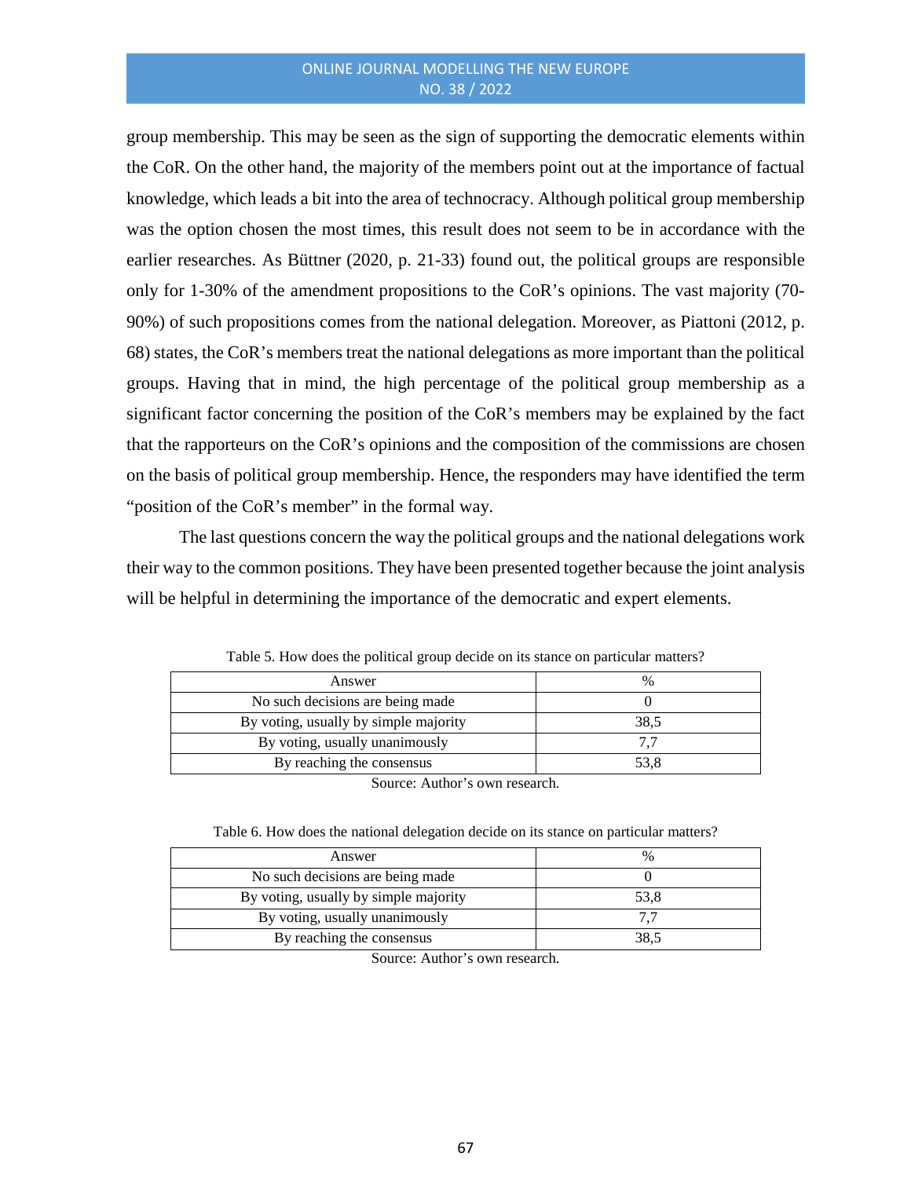group membership. This may be seen as the sign of supporting the democratic elements within the CoR. On the other hand, the majority of the members point out at the importance of factual knowledge, which leads a bit into the area of technocracy. Although political group membership was the option chosen the most times, this result does not seem to be in accordance with the earlier researches. As Büttner (2020, p. 21-33) found out, the political groups are responsible only for 1-30% of the amendment propositions to the CoR's opinions. The vast majority (70-90%) of such propositions comes from the national delegation. Moreover, as Piattoni (2012, p. 68) states, the CoR's members treat the national delegations as more important than the political groups. Having that in mind, the high percentage of the political group membership as a significant factor concerning the position of the CoR's members may be explained by the fact that the rapporteurs on the CoR's opinions and the composition of the commissions are chosen on the basis of political group membership. Hence, the responders may have identified the term "position of the CoR's member" in the formal way.

The last questions concern the way the political groups and the national delegations work their way to the common positions. They have been presented together because the joint analysis will be helpful in determining the importance of the democratic and expert elements.

Table 5. How does the political group decide on its stance on particular matters?

| Answer | % |
| --- | --- |
| No such decisions are being made | 0 |
| By voting, usually by simple majority | 38,5 |
| By voting, usually unanimously | 7,7 |
| By reaching the consensus | 53,8 |

Source: Author's own research.

Table 6. How does the national delegation decide on its stance on particular matters?

| Answer | % |
| --- | --- |
| No such decisions are being made | 0 |
| By voting, usually by simple majority | 53,8 |
| By voting, usually unanimously | 7,7 |
| By reaching the consensus | 38,5 |

Source: Author's own research.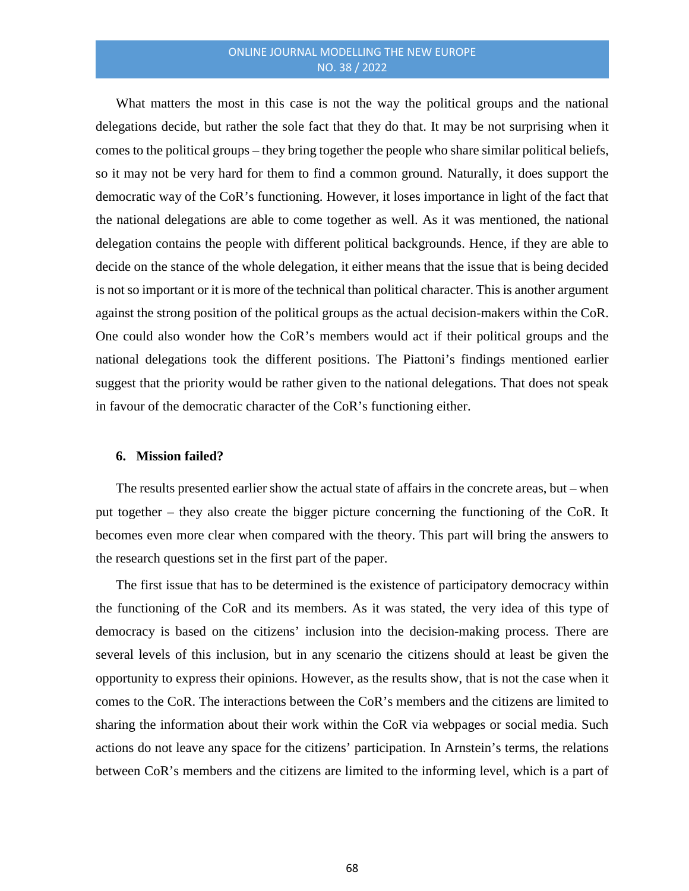What matters the most in this case is not the way the political groups and the national delegations decide, but rather the sole fact that they do that. It may be not surprising when it comes to the political groups – they bring together the people who share similar political beliefs, so it may not be very hard for them to find a common ground. Naturally, it does support the democratic way of the CoR's functioning. However, it loses importance in light of the fact that the national delegations are able to come together as well. As it was mentioned, the national delegation contains the people with different political backgrounds. Hence, if they are able to decide on the stance of the whole delegation, it either means that the issue that is being decided is not so important or it is more of the technical than political character. This is another argument against the strong position of the political groups as the actual decision-makers within the CoR. One could also wonder how the CoR's members would act if their political groups and the national delegations took the different positions. The Piattoni's findings mentioned earlier suggest that the priority would be rather given to the national delegations. That does not speak in favour of the democratic character of the CoR's functioning either.

## 6. Mission failed?

The results presented earlier show the actual state of affairs in the concrete areas, but – when put together – they also create the bigger picture concerning the functioning of the CoR. It becomes even more clear when compared with the theory. This part will bring the answers to the research questions set in the first part of the paper.

The first issue that has to be determined is the existence of participatory democracy within the functioning of the CoR and its members. As it was stated, the very idea of this type of democracy is based on the citizens' inclusion into the decision-making process. There are several levels of this inclusion, but in any scenario the citizens should at least be given the opportunity to express their opinions. However, as the results show, that is not the case when it comes to the CoR. The interactions between the CoR's members and the citizens are limited to sharing the information about their work within the CoR via webpages or social media. Such actions do not leave any space for the citizens' participation. In Arnstein's terms, the relations between CoR's members and the citizens are limited to the informing level, which is a part of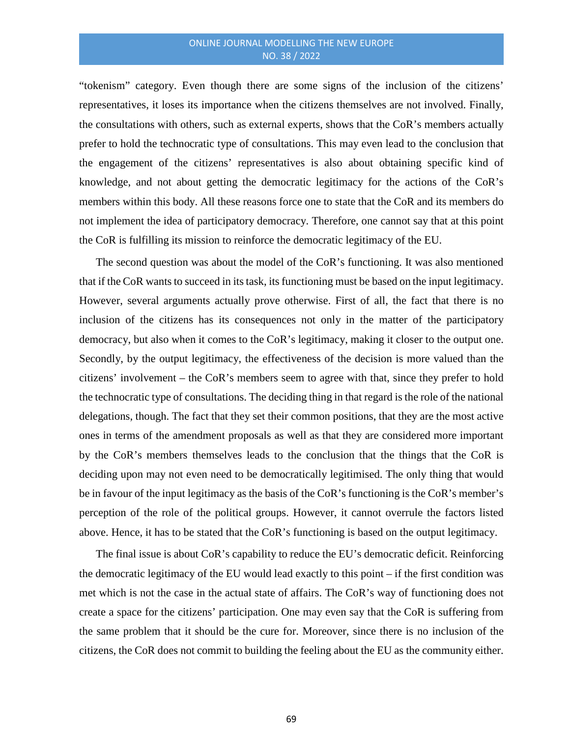“tokenism” category. Even though there are some signs of the inclusion of the citizens’ representatives, it loses its importance when the citizens themselves are not involved. Finally, the consultations with others, such as external experts, shows that the CoR’s members actually prefer to hold the technocratic type of consultations. This may even lead to the conclusion that the engagement of the citizens’ representatives is also about obtaining specific kind of knowledge, and not about getting the democratic legitimacy for the actions of the CoR’s members within this body. All these reasons force one to state that the CoR and its members do not implement the idea of participatory democracy. Therefore, one cannot say that at this point the CoR is fulfilling its mission to reinforce the democratic legitimacy of the EU.

The second question was about the model of the CoR’s functioning. It was also mentioned that if the CoR wants to succeed in its task, its functioning must be based on the input legitimacy. However, several arguments actually prove otherwise. First of all, the fact that there is no inclusion of the citizens has its consequences not only in the matter of the participatory democracy, but also when it comes to the CoR’s legitimacy, making it closer to the output one. Secondly, by the output legitimacy, the effectiveness of the decision is more valued than the citizens’ involvement – the CoR’s members seem to agree with that, since they prefer to hold the technocratic type of consultations. The deciding thing in that regard is the role of the national delegations, though. The fact that they set their common positions, that they are the most active ones in terms of the amendment proposals as well as that they are considered more important by the CoR’s members themselves leads to the conclusion that the things that the CoR is deciding upon may not even need to be democratically legitimised. The only thing that would be in favour of the input legitimacy as the basis of the CoR’s functioning is the CoR’s member’s perception of the role of the political groups. However, it cannot overrule the factors listed above. Hence, it has to be stated that the CoR’s functioning is based on the output legitimacy.

The final issue is about CoR’s capability to reduce the EU’s democratic deficit. Reinforcing the democratic legitimacy of the EU would lead exactly to this point – if the first condition was met which is not the case in the actual state of affairs. The CoR’s way of functioning does not create a space for the citizens’ participation. One may even say that the CoR is suffering from the same problem that it should be the cure for. Moreover, since there is no inclusion of the citizens, the CoR does not commit to building the feeling about the EU as the community either.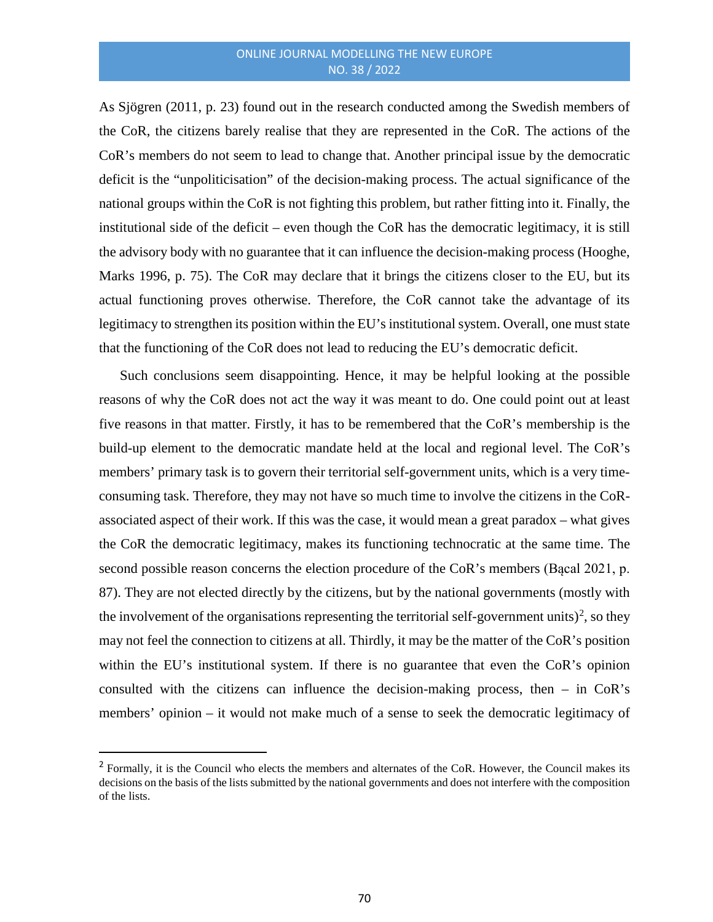As Sjögren (2011, p. 23) found out in the research conducted among the Swedish members of the CoR, the citizens barely realise that they are represented in the CoR. The actions of the CoR's members do not seem to lead to change that. Another principal issue by the democratic deficit is the "unpoliticisation" of the decision-making process. The actual significance of the national groups within the CoR is not fighting this problem, but rather fitting into it. Finally, the institutional side of the deficit – even though the CoR has the democratic legitimacy, it is still the advisory body with no guarantee that it can influence the decision-making process (Hooghe, Marks 1996, p. 75). The CoR may declare that it brings the citizens closer to the EU, but its actual functioning proves otherwise. Therefore, the CoR cannot take the advantage of its legitimacy to strengthen its position within the EU's institutional system. Overall, one must state that the functioning of the CoR does not lead to reducing the EU's democratic deficit.

Such conclusions seem disappointing. Hence, it may be helpful looking at the possible reasons of why the CoR does not act the way it was meant to do. One could point out at least five reasons in that matter. Firstly, it has to be remembered that the CoR's membership is the build-up element to the democratic mandate held at the local and regional level. The CoR's members' primary task is to govern their territorial self-government units, which is a very time-consuming task. Therefore, they may not have so much time to involve the citizens in the CoR-associated aspect of their work. If this was the case, it would mean a great paradox – what gives the CoR the democratic legitimacy, makes its functioning technocratic at the same time. The second possible reason concerns the election procedure of the CoR's members (Bącal 2021, p. 87). They are not elected directly by the citizens, but by the national governments (mostly with the involvement of the organisations representing the territorial self-government units)[2], so they may not feel the connection to citizens at all. Thirdly, it may be the matter of the CoR's position within the EU's institutional system. If there is no guarantee that even the CoR's opinion consulted with the citizens can influence the decision-making process, then – in CoR's members' opinion – it would not make much of a sense to seek the democratic legitimacy of

[2] Formally, it is the Council who elects the members and alternates of the CoR. However, the Council makes its decisions on the basis of the lists submitted by the national governments and does not interfere with the composition of the lists.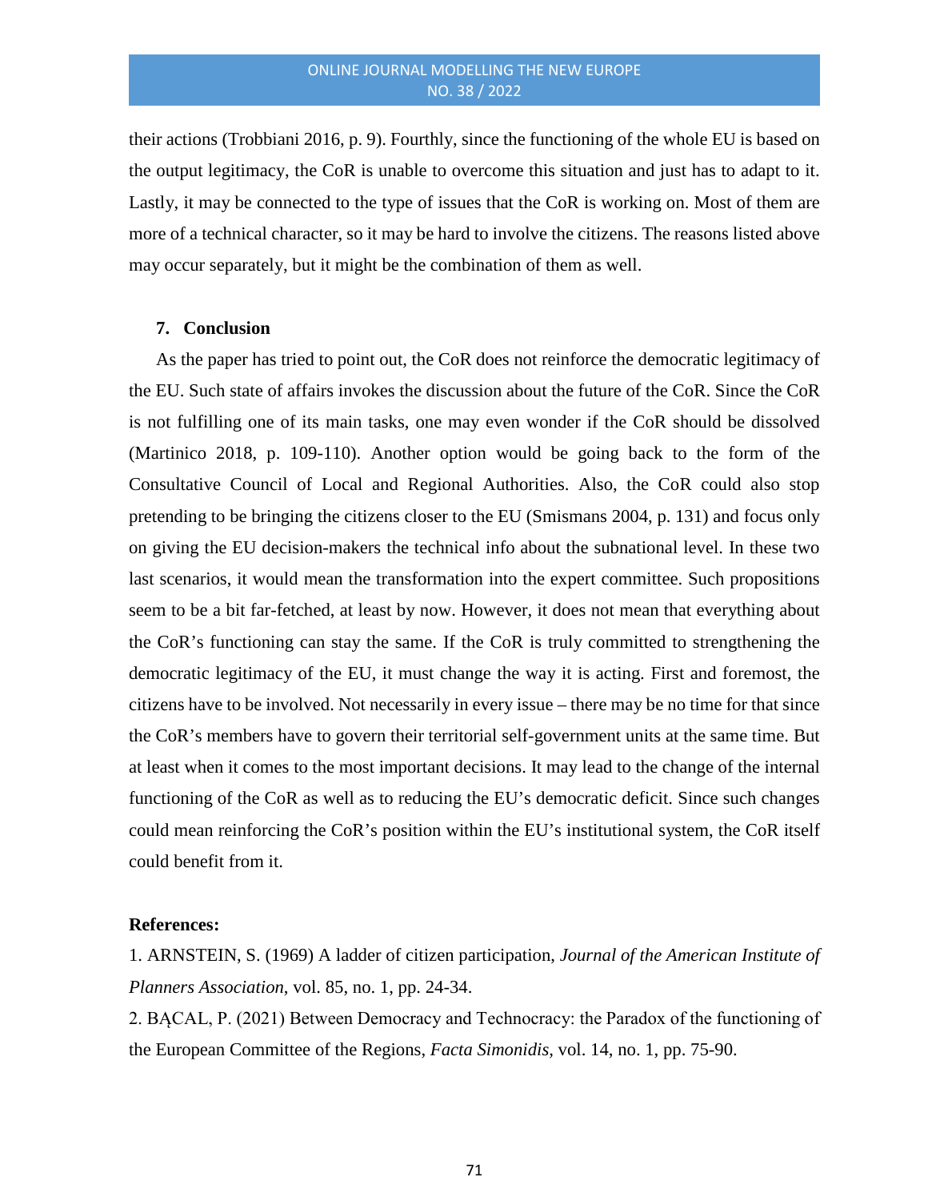their actions (Trobbiani 2016, p. 9). Fourthly, since the functioning of the whole EU is based on the output legitimacy, the CoR is unable to overcome this situation and just has to adapt to it. Lastly, it may be connected to the type of issues that the CoR is working on. Most of them are more of a technical character, so it may be hard to involve the citizens. The reasons listed above may occur separately, but it might be the combination of them as well.

## 7. Conclusion

As the paper has tried to point out, the CoR does not reinforce the democratic legitimacy of the EU. Such state of affairs invokes the discussion about the future of the CoR. Since the CoR is not fulfilling one of its main tasks, one may even wonder if the CoR should be dissolved (Martinico 2018, p. 109-110). Another option would be going back to the form of the Consultative Council of Local and Regional Authorities. Also, the CoR could also stop pretending to be bringing the citizens closer to the EU (Smismans 2004, p. 131) and focus only on giving the EU decision-makers the technical info about the subnational level. In these two last scenarios, it would mean the transformation into the expert committee. Such propositions seem to be a bit far-fetched, at least by now. However, it does not mean that everything about the CoR's functioning can stay the same. If the CoR is truly committed to strengthening the democratic legitimacy of the EU, it must change the way it is acting. First and foremost, the citizens have to be involved. Not necessarily in every issue – there may be no time for that since the CoR's members have to govern their territorial self-government units at the same time. But at least when it comes to the most important decisions. It may lead to the change of the internal functioning of the CoR as well as to reducing the EU's democratic deficit. Since such changes could mean reinforcing the CoR's position within the EU's institutional system, the CoR itself could benefit from it.

**References:**

1. ARNSTEIN, S. (1969) A ladder of citizen participation, *Journal of the American Institute of Planners Association*, vol. 85, no. 1, pp. 24-34.

2. BĄCAL, P. (2021) Between Democracy and Technocracy: the Paradox of the functioning of the European Committee of the Regions, *Facta Simonidis*, vol. 14, no. 1, pp. 75-90.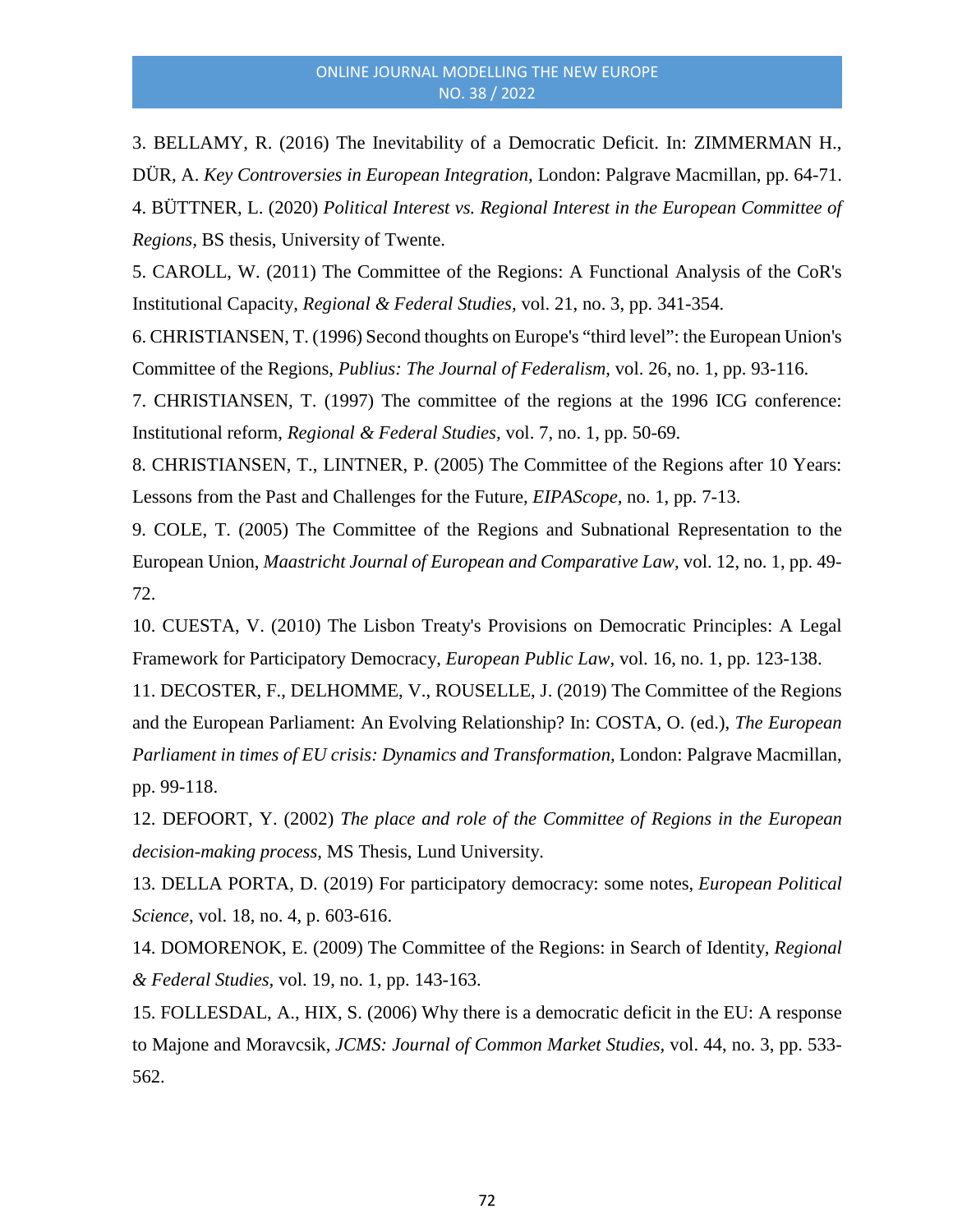3. BELLAMY, R. (2016) The Inevitability of a Democratic Deficit. In: ZIMMERMAN H., DÜR, A. *Key Controversies in European Integration*, London: Palgrave Macmillan, pp. 64-71.

4. BÜTTNER, L. (2020) *Political Interest vs. Regional Interest in the European Committee of Regions*, BS thesis, University of Twente.

5. CAROLL, W. (2011) The Committee of the Regions: A Functional Analysis of the CoR's Institutional Capacity, *Regional & Federal Studies*, vol. 21, no. 3, pp. 341-354.

6. CHRISTIANSEN, T. (1996) Second thoughts on Europe's "third level": the European Union's Committee of the Regions, *Publius: The Journal of Federalism*, vol. 26, no. 1, pp. 93-116.

7. CHRISTIANSEN, T. (1997) The committee of the regions at the 1996 ICG conference: Institutional reform, *Regional & Federal Studies*, vol. 7, no. 1, pp. 50-69.

8. CHRISTIANSEN, T., LINTNER, P. (2005) The Committee of the Regions after 10 Years: Lessons from the Past and Challenges for the Future, *EIPAScope*, no. 1, pp. 7-13.

9. COLE, T. (2005) The Committee of the Regions and Subnational Representation to the European Union, *Maastricht Journal of European and Comparative Law*, vol. 12, no. 1, pp. 49-72.

10. CUESTA, V. (2010) The Lisbon Treaty's Provisions on Democratic Principles: A Legal Framework for Participatory Democracy, *European Public Law*, vol. 16, no. 1, pp. 123-138.

11. DECOSTER, F., DELHOMME, V., ROUSELLE, J. (2019) The Committee of the Regions and the European Parliament: An Evolving Relationship? In: COSTA, O. (ed.), *The European Parliament in times of EU crisis: Dynamics and Transformation,* London: Palgrave Macmillan, pp. 99-118.

12. DEFOORT, Y. (2002) *The place and role of the Committee of Regions in the European decision-making process,* MS Thesis, Lund University.

13. DELLA PORTA, D. (2019) For participatory democracy: some notes, *European Political Science*, vol. 18, no. 4, p. 603-616.

14. DOMORENOK, E. (2009) The Committee of the Regions: in Search of Identity, *Regional & Federal Studies*, vol. 19, no. 1, pp. 143-163.

15. FOLLESDAL, A., HIX, S. (2006) Why there is a democratic deficit in the EU: A response to Majone and Moravcsik, *JCMS: Journal of Common Market Studies,* vol. 44, no. 3, pp. 533-562.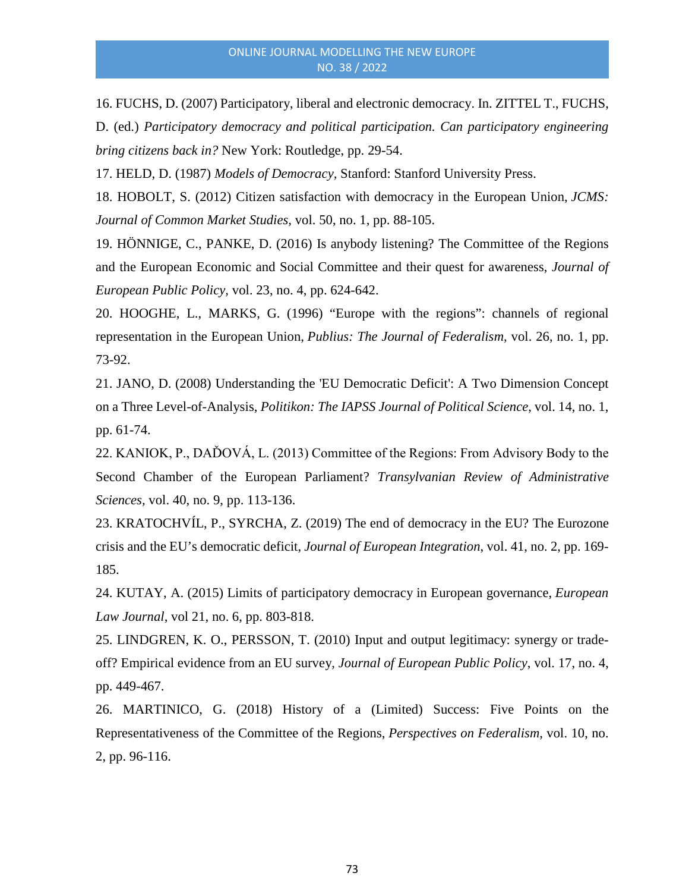16. FUCHS, D. (2007) Participatory, liberal and electronic democracy. In. ZITTEL T., FUCHS, D. (ed.) *Participatory democracy and political participation. Can participatory engineering bring citizens back in?* New York: Routledge, pp. 29-54.

17. HELD, D. (1987) *Models of Democracy*, Stanford: Stanford University Press.

18. HOBOLT, S. (2012) Citizen satisfaction with democracy in the European Union, *JCMS: Journal of Common Market Studies*, vol. 50, no. 1, pp. 88-105.

19. HÖNNIGE, C., PANKE, D. (2016) Is anybody listening? The Committee of the Regions and the European Economic and Social Committee and their quest for awareness, *Journal of European Public Policy*, vol. 23, no. 4, pp. 624-642.

20. HOOGHE, L., MARKS, G. (1996) "Europe with the regions": channels of regional representation in the European Union, *Publius: The Journal of Federalism*, vol. 26, no. 1, pp. 73-92.

21. JANO, D. (2008) Understanding the 'EU Democratic Deficit': A Two Dimension Concept on a Three Level-of-Analysis, *Politikon: The IAPSS Journal of Political Science*, vol. 14, no. 1, pp. 61-74.

22. KANIOK, P., DAŇOVÁ, L. (2013) Committee of the Regions: From Advisory Body to the Second Chamber of the European Parliament? *Transylvanian Review of Administrative Sciences*, vol. 40, no. 9, pp. 113-136.

23. KRATOCHVÍL, P., SYRCHA, Z. (2019) The end of democracy in the EU? The Eurozone crisis and the EU's democratic deficit, *Journal of European Integration*, vol. 41, no. 2, pp. 169-185.

24. KUTAY, A. (2015) Limits of participatory democracy in European governance, *European Law Journal*, vol 21, no. 6, pp. 803-818.

25. LINDGREN, K. O., PERSSON, T. (2010) Input and output legitimacy: synergy or trade-off? Empirical evidence from an EU survey, *Journal of European Public Policy*, vol. 17, no. 4, pp. 449-467.

26. MARTINICO, G. (2018) History of a (Limited) Success: Five Points on the Representativeness of the Committee of the Regions, *Perspectives on Federalism*, vol. 10, no. 2, pp. 96-116.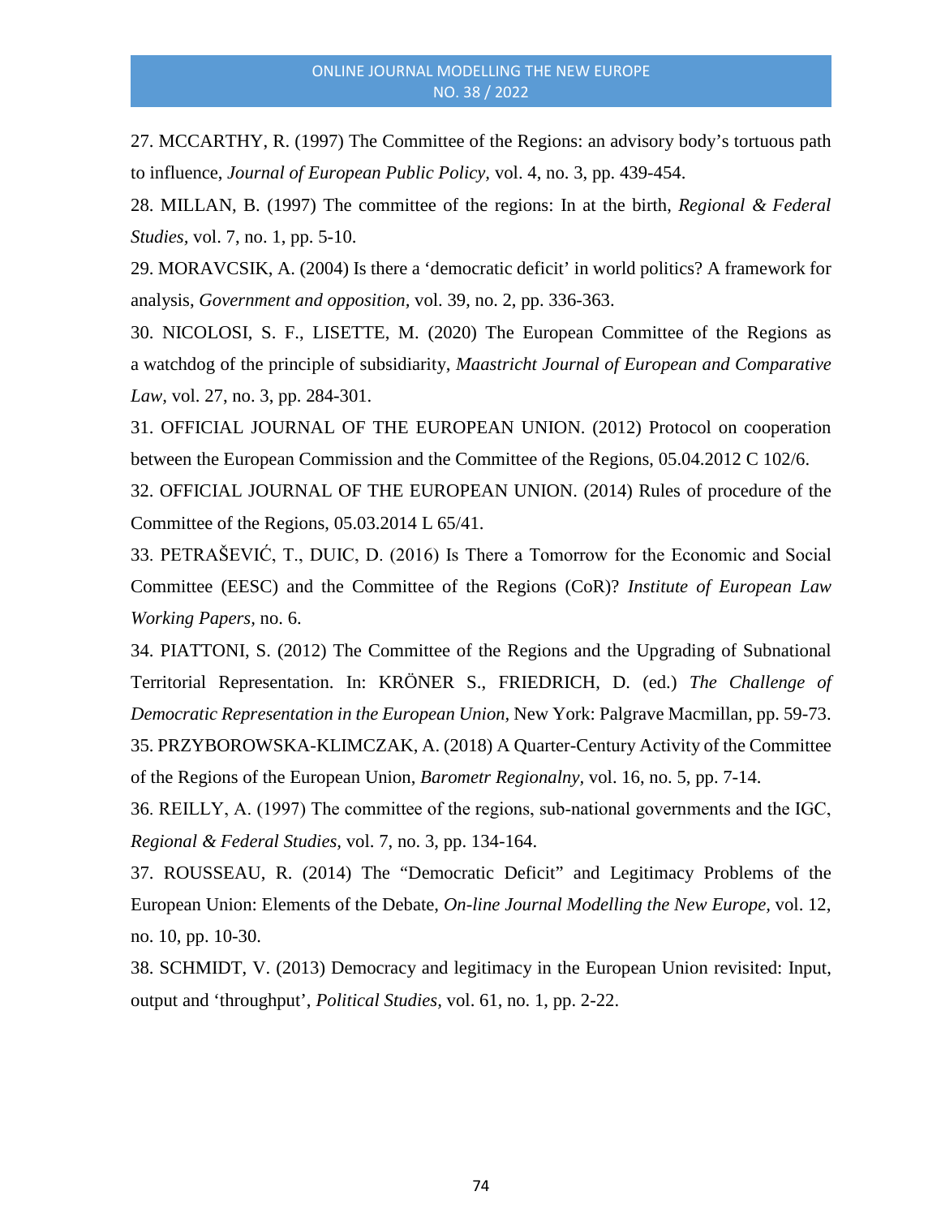27. MCCARTHY, R. (1997) The Committee of the Regions: an advisory body's tortuous path to influence, *Journal of European Public Policy,* vol. 4, no. 3, pp. 439-454.

28. MILLAN, B. (1997) The committee of the regions: In at the birth, *Regional & Federal Studies,* vol. 7, no. 1, pp. 5-10.

29. MORAVCSIK, A. (2004) Is there a 'democratic deficit' in world politics? A framework for analysis, *Government and opposition*, vol. 39, no. 2, pp. 336-363.

30. NICOLOSI, S. F., LISETTE, M. (2020) The European Committee of the Regions as a watchdog of the principle of subsidiarity, *Maastricht Journal of European and Comparative Law,* vol. 27, no. 3, pp. 284-301.

31. OFFICIAL JOURNAL OF THE EUROPEAN UNION. (2012) Protocol on cooperation between the European Commission and the Committee of the Regions, 05.04.2012 C 102/6.

32. OFFICIAL JOURNAL OF THE EUROPEAN UNION. (2014) Rules of procedure of the Committee of the Regions, 05.03.2014 L 65/41.

33. PETRAŠEVIĆ, T., DUIC, D. (2016) Is There a Tomorrow for the Economic and Social Committee (EESC) and the Committee of the Regions (CoR)? *Institute of European Law Working Papers,* no. 6.

34. PIATTONI, S. (2012) The Committee of the Regions and the Upgrading of Subnational Territorial Representation. In: KRÖNER S., FRIEDRICH, D. (ed.) *The Challenge of Democratic Representation in the European Union,* New York: Palgrave Macmillan, pp. 59-73.

35. PRZYBOROWSKA-KLIMCZAK, A. (2018) A Quarter-Century Activity of the Committee of the Regions of the European Union, *Barometr Regionalny,* vol. 16, no. 5, pp. 7-14.

36. REILLY, A. (1997) The committee of the regions, sub-national governments and the IGC, *Regional & Federal Studies,* vol. 7, no. 3, pp. 134-164.

37. ROUSSEAU, R. (2014) The "Democratic Deficit" and Legitimacy Problems of the European Union: Elements of the Debate, *On-line Journal Modelling the New Europe,* vol. 12, no. 10, pp. 10-30.

38. SCHMIDT, V. (2013) Democracy and legitimacy in the European Union revisited: Input, output and 'throughput', *Political Studies,* vol. 61, no. 1, pp. 2-22.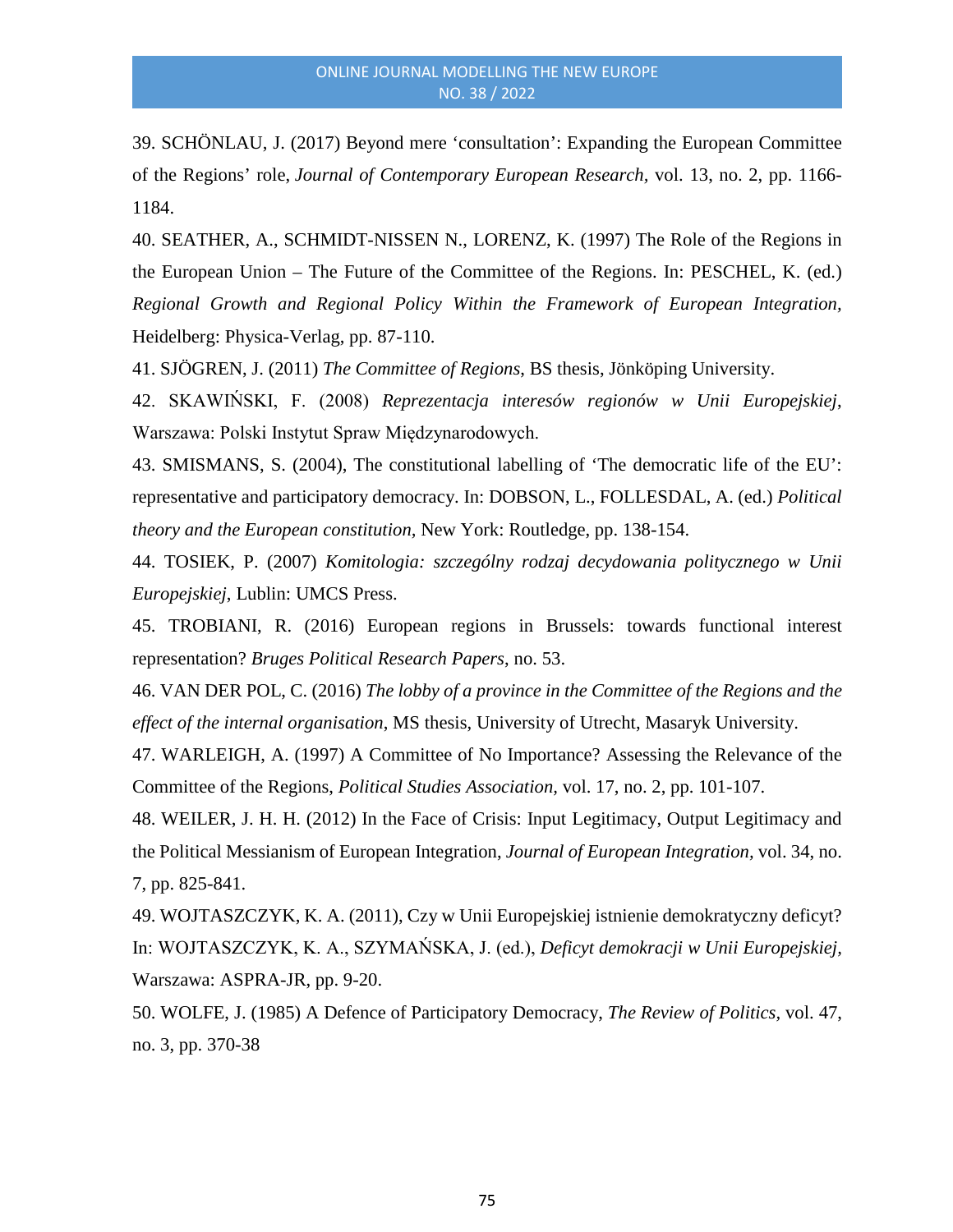39. SCHÖNLAU, J. (2017) Beyond mere 'consultation': Expanding the European Committee of the Regions' role, *Journal of Contemporary European Research*, vol. 13, no. 2, pp. 1166-1184.

40. SEATHER, A., SCHMIDT-NISSEN N., LORENZ, K. (1997) The Role of the Regions in the European Union – The Future of the Committee of the Regions. In: PESCHEL, K. (ed.) *Regional Growth and Regional Policy Within the Framework of European Integration*, Heidelberg: Physica-Verlag, pp. 87-110.

41. SJÖGREN, J. (2011) *The Committee of Regions*, BS thesis, Jönköping University.

42. SKAWIŃSKI, F. (2008) *Reprezentacja interesów regionów w Unii Europejskiej*, Warszawa: Polski Instytut Spraw Międzynarodowych.

43. SMISMANS, S. (2004), The constitutional labelling of 'The democratic life of the EU': representative and participatory democracy. In: DOBSON, L., FOLLESDAL, A. (ed.) *Political theory and the European constitution*, New York: Routledge, pp. 138-154.

44. TOSIEK, P. (2007) *Komitologia: szczególny rodzaj decydowania politycznego w Unii Europejskiej*, Lublin: UMCS Press.

45. TROBIANI, R. (2016) European regions in Brussels: towards functional interest representation? *Bruges Political Research Papers*, no. 53.

46. VAN DER POL, C. (2016) *The lobby of a province in the Committee of the Regions and the effect of the internal organisation*, MS thesis, University of Utrecht, Masaryk University.

47. WARLEIGH, A. (1997) A Committee of No Importance? Assessing the Relevance of the Committee of the Regions, *Political Studies Association*, vol. 17, no. 2, pp. 101-107.

48. WEILER, J. H. H. (2012) In the Face of Crisis: Input Legitimacy, Output Legitimacy and the Political Messianism of European Integration, *Journal of European Integration*, vol. 34, no. 7, pp. 825-841.

49. WOJTASZCZYK, K. A. (2011), Czy w Unii Europejskiej istnienie demokratyczny deficyt? In: WOJTASZCZYK, K. A., SZYMAŃSKA, J. (ed.), *Deficyt demokracji w Unii Europejskiej*, Warszawa: ASPRA-JR, pp. 9-20.

50. WOLFE, J. (1985) A Defence of Participatory Democracy, *The Review of Politics*, vol. 47, no. 3, pp. 370-38